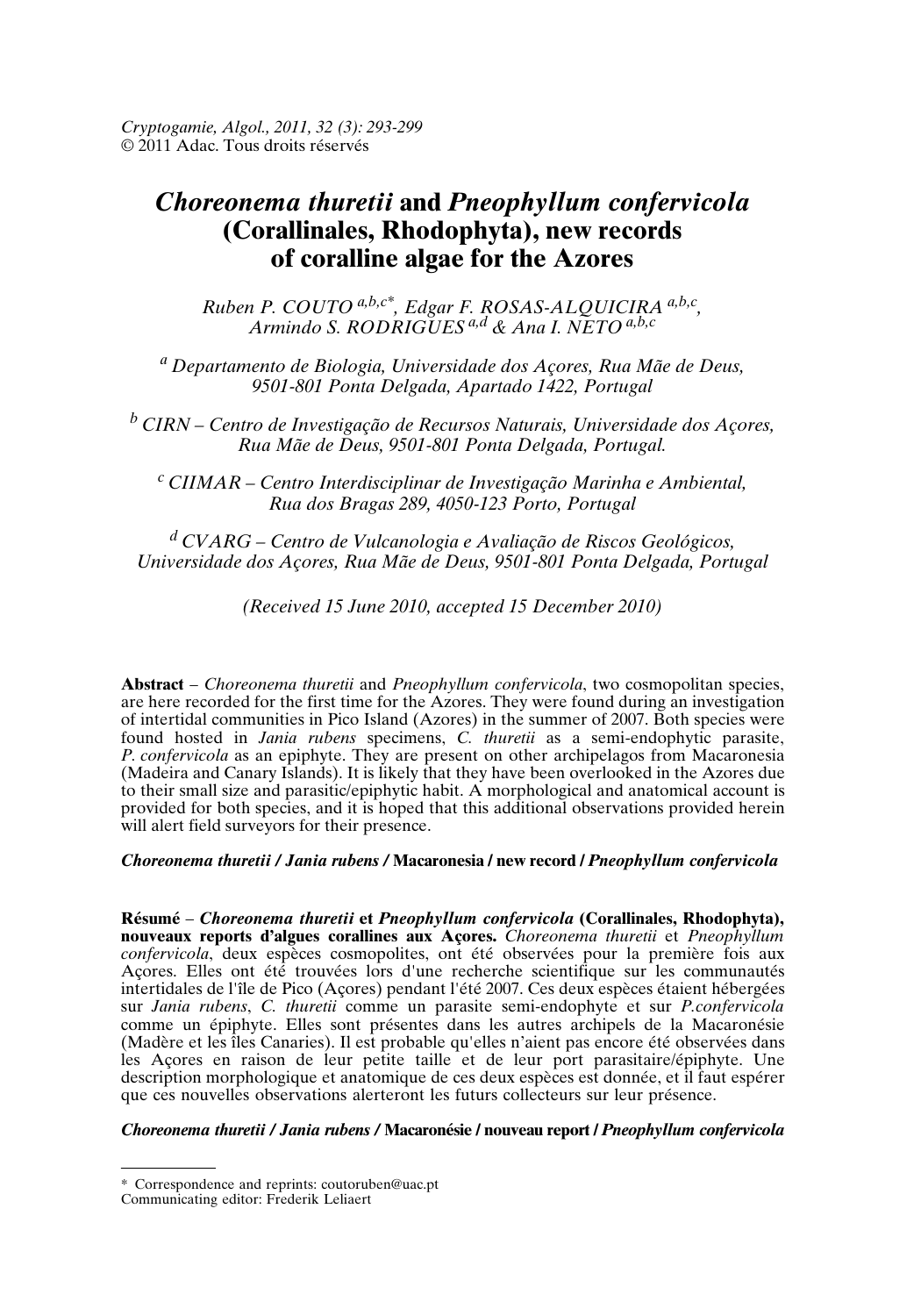Cryptogamie, Algol., 2011, 32 (3): 293-299
© 2011 Adac. Tous droits réservés

# *Choreonema thuretii* and *Pneophyllum confervicola* (Corallinales, Rhodophyta), new records of coralline algae for the Azores

*Ruben P. COUTO* [a,b,c*], *Edgar F. ROSAS-ALQUICIRA* [a,b,c], *Armindo S. RODRIGUES* [a,d] & *Ana I. NETO* [a,b,c]

[a] *Departamento de Biologia, Universidade dos Açores, Rua Mãe de Deus, 9501-801 Ponta Delgada, Apartado 1422, Portugal*

[b] *CIRN – Centro de Investigação de Recursos Naturais, Universidade dos Açores, Rua Mãe de Deus, 9501-801 Ponta Delgada, Portugal.*

[c] *CIIMAR – Centro Interdisciplinar de Investigação Marinha e Ambiental, Rua dos Bragas 289, 4050-123 Porto, Portugal*

[d] *CVARG – Centro de Vulcanologia e Avaliação de Riscos Geológicos, Universidade dos Açores, Rua Mãe de Deus, 9501-801 Ponta Delgada, Portugal*

*(Received 15 June 2010, accepted 15 December 2010)*

**Abstract** – *Choreonema thuretii* and *Pneophyllum confervicola*, two cosmopolitan species, are here recorded for the first time for the Azores. They were found during an investigation of intertidal communities in Pico Island (Azores) in the summer of 2007. Both species were found hosted in *Jania rubens* specimens, *C. thuretii* as a semi-endophytic parasite, *P. confervicola* as an epiphyte. They are present on other archipelagos from Macaronesia (Madeira and Canary Islands). It is likely that they have been overlooked in the Azores due to their small size and parasitic/epiphytic habit. A morphological and anatomical account is provided for both species, and it is hoped that this additional observations provided herein will alert field surveyors for their presence.

***Choreonema thuretii* / *Jania rubens* / Macaronesia / new record / *Pneophyllum confervicola***

**Résumé** – ***Choreonema thuretii* et *Pneophyllum confervicola* (Corallinales, Rhodophyta), nouveaux reports d'algues corallines aux Açores.** *Choreonema thuretii* et *Pneophyllum confervicola*, deux espèces cosmopolites, ont été observées pour la première fois aux Açores. Elles ont été trouvées lors d'une recherche scientifique sur les communautés intertidales de l'île de Pico (Açores) pendant l'été 2007. Ces deux espèces étaient hébergées sur *Jania rubens*, *C. thuretii* comme un parasite semi-endophyte et sur *P.confervicola* comme un épiphyte. Elles sont présentes dans les autres archipels de la Macaronésie (Madère et les îles Canaries). Il est probable qu'elles n'aient pas encore été observées dans les Açores en raison de leur petite taille et de leur port parasitaire/épiphyte. Une description morphologique et anatomique de ces deux espèces est donnée, et il faut espérer que ces nouvelles observations alerteront les futurs collecteurs sur leur présence.

***Choreonema thuretii* / *Jania rubens* / Macaronésie / nouveau report / *Pneophyllum confervicola***

---

\* Correspondence and reprints: coutoruben@uac.pt
Communicating editor: Frederik Leliaert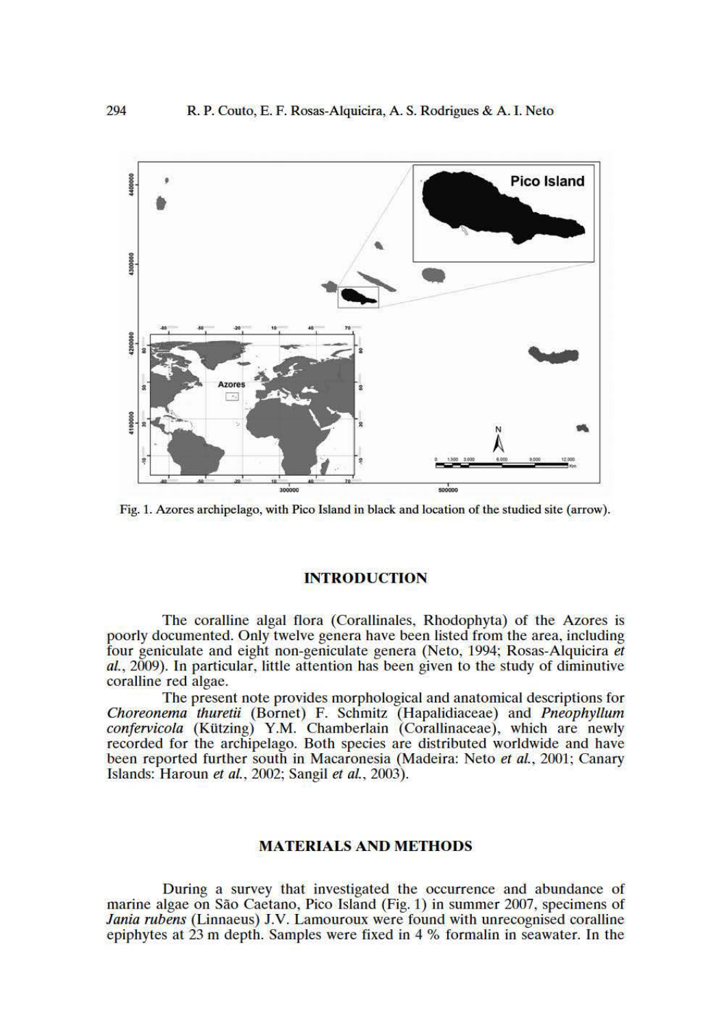Fig. 1. Azores archipelago, with Pico Island in black and location of the studied site (arrow).

## INTRODUCTION

The coralline algal flora (Corallinales, Rhodophyta) of the Azores is poorly documented. Only twelve genera have been listed from the area, including four geniculate and eight non-geniculate genera (Neto, 1994; Rosas-Alquicira *et al.*, 2009). In particular, little attention has been given to the study of diminutive coralline red algae.

The present note provides morphological and anatomical descriptions for *Choreonema thuretii* (Bornet) F. Schmitz (Hapalidiaceae) and *Pneophyllum confervicola* (Kützing) Y.M. Chamberlain (Corallinaceae), which are newly recorded for the archipelago. Both species are distributed worldwide and have been reported further south in Macaronesia (Madeira: Neto *et al.*, 2001; Canary Islands: Haroun *et al.*, 2002; Sangil *et al.*, 2003).

## MATERIALS AND METHODS

During a survey that investigated the occurrence and abundance of marine algae on São Caetano, Pico Island (Fig. 1) in summer 2007, specimens of *Jania rubens* (Linnaeus) J.V. Lamouroux were found with unrecognised coralline epiphytes at 23 m depth. Samples were fixed in 4 % formalin in seawater. In the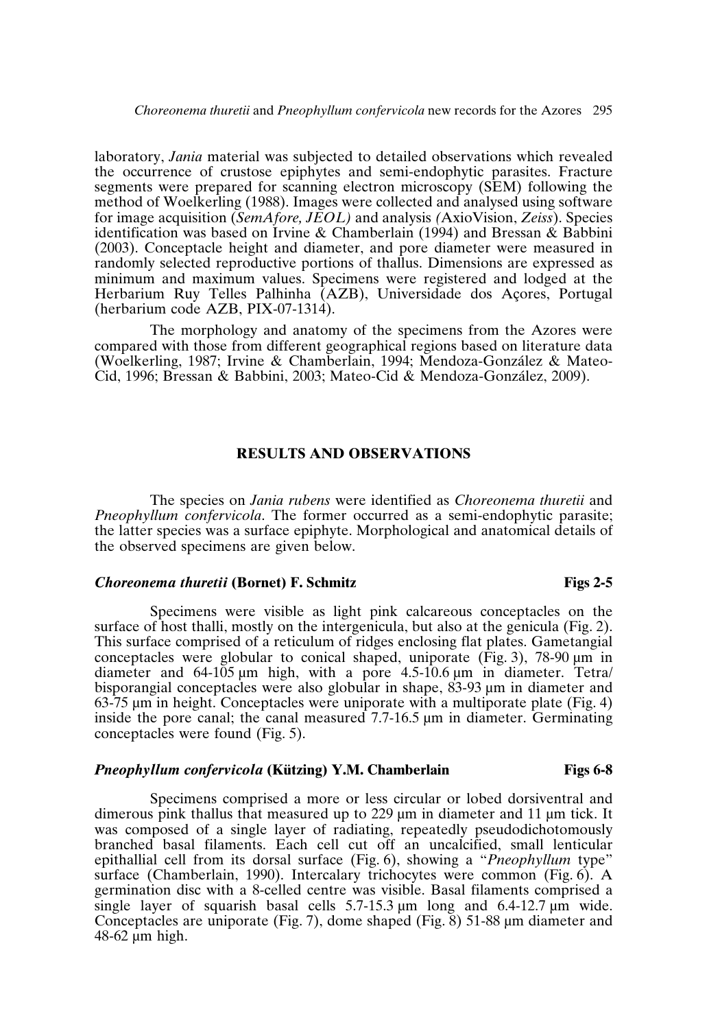laboratory, *Jania* material was subjected to detailed observations which revealed the occurrence of crustose epiphytes and semi-endophytic parasites. Fracture segments were prepared for scanning electron microscopy (SEM) following the method of Woelkerling (1988). Images were collected and analysed using software for image acquisition (*SemAfore, JEOL)* and analysis *(*AxioVision, *Zeiss*). Species identification was based on Irvine & Chamberlain (1994) and Bressan & Babbini (2003). Conceptacle height and diameter, and pore diameter were measured in randomly selected reproductive portions of thallus. Dimensions are expressed as minimum and maximum values. Specimens were registered and lodged at the Herbarium Ruy Telles Palhinha (AZB), Universidade dos Açores, Portugal (herbarium code AZB, PIX-07-1314).

The morphology and anatomy of the specimens from the Azores were compared with those from different geographical regions based on literature data (Woelkerling, 1987; Irvine & Chamberlain, 1994; Mendoza-González & Mateo-Cid, 1996; Bressan & Babbini, 2003; Mateo-Cid & Mendoza-González, 2009).

## RESULTS AND OBSERVATIONS

The species on *Jania rubens* were identified as *Choreonema thuretii* and *Pneophyllum confervicola*. The former occurred as a semi-endophytic parasite; the latter species was a surface epiphyte. Morphological and anatomical details of the observed specimens are given below.

### *Choreonema thuretii* (Bornet) F. Schmitz — Figs 2-5

Specimens were visible as light pink calcareous conceptacles on the surface of host thalli, mostly on the intergenicula, but also at the genicula (Fig. 2). This surface comprised of a reticulum of ridges enclosing flat plates. Gametangial conceptacles were globular to conical shaped, uniporate (Fig. 3), 78-90 µm in diameter and 64-105 µm high, with a pore 4.5-10.6 µm in diameter. Tetra/bisporangial conceptacles were also globular in shape, 83-93 µm in diameter and 63-75 µm in height. Conceptacles were uniporate with a multiporate plate (Fig. 4) inside the pore canal; the canal measured 7.7-16.5 µm in diameter. Germinating conceptacles were found (Fig. 5).

### *Pneophyllum confervicola* (Kützing) Y.M. Chamberlain — Figs 6-8

Specimens comprised a more or less circular or lobed dorsiventral and dimerous pink thallus that measured up to 229 µm in diameter and 11 µm tick. It was composed of a single layer of radiating, repeatedly pseudodichotomously branched basal filaments. Each cell cut off an uncalcified, small lenticular epithallial cell from its dorsal surface (Fig. 6), showing a "*Pneophyllum* type" surface (Chamberlain, 1990). Intercalary trichocytes were common (Fig. 6). A germination disc with a 8-celled centre was visible. Basal filaments comprised a single layer of squarish basal cells 5.7-15.3 µm long and 6.4-12.7 µm wide. Conceptacles are uniporate (Fig. 7), dome shaped (Fig. 8) 51-88 µm diameter and 48-62 µm high.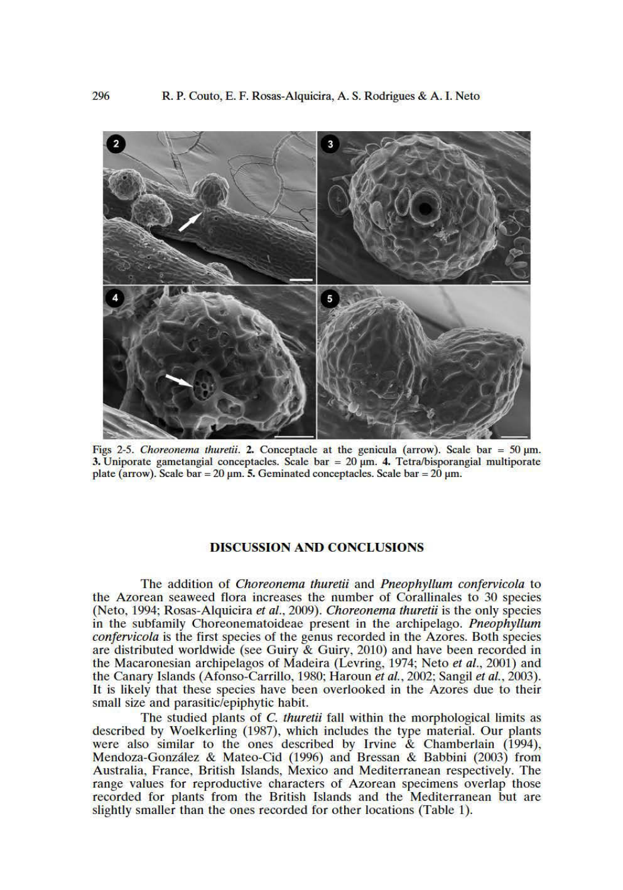Figs 2-5. *Choreonema thuretii*. **2.** Conceptacle at the genicula (arrow). Scale bar = 50 µm. **3.** Uniporate gametangial conceptacles. Scale bar = 20 µm. **4.** Tetra/bisporangial multiporate plate (arrow). Scale bar = 20 µm. **5.** Geminated conceptacles. Scale bar = 20 µm.

## DISCUSSION AND CONCLUSIONS

The addition of *Choreonema thuretii* and *Pneophyllum confervicola* to the Azorean seaweed flora increases the number of Corallinales to 30 species (Neto, 1994; Rosas-Alquicira *et al.*, 2009). *Choreonema thuretii* is the only species in the subfamily Choreonematoideae present in the archipelago. *Pneophyllum confervicola* is the first species of the genus recorded in the Azores. Both species are distributed worldwide (see Guiry & Guiry, 2010) and have been recorded in the Macaronesian archipelagos of Madeira (Levring, 1974; Neto *et al.*, 2001) and the Canary Islands (Afonso-Carrillo, 1980; Haroun *et al.*, 2002; Sangil *et al.*, 2003). It is likely that these species have been overlooked in the Azores due to their small size and parasitic/epiphytic habit.

The studied plants of *C. thuretii* fall within the morphological limits as described by Woelkerling (1987), which includes the type material. Our plants were also similar to the ones described by Irvine & Chamberlain (1994), Mendoza-González & Mateo-Cid (1996) and Bressan & Babbini (2003) from Australia, France, British Islands, Mexico and Mediterranean respectively. The range values for reproductive characters of Azorean specimens overlap those recorded for plants from the British Islands and the Mediterranean but are slightly smaller than the ones recorded for other locations (Table 1).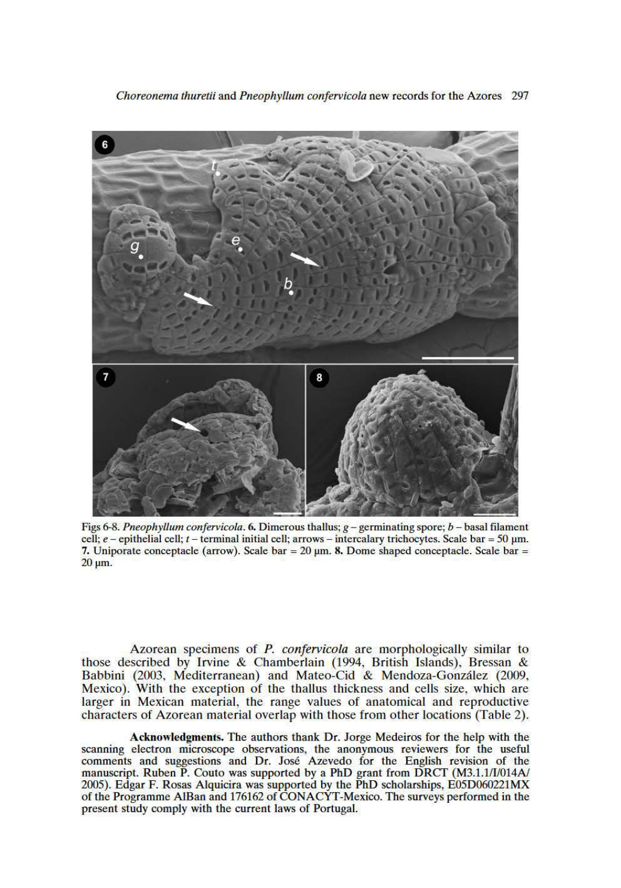Figs 6-8. *Pneophyllum confervicola*. **6.** Dimerous thallus; *g* – germinating spore; *b* – basal filament cell; *e* – epithelial cell; *t* – terminal initial cell; arrows – intercalary trichocytes. Scale bar = 50 µm. **7.** Uniporate conceptacle (arrow). Scale bar = 20 µm. **8.** Dome shaped conceptacle. Scale bar = 20 µm.

Azorean specimens of *P. confervicola* are morphologically similar to those described by Irvine & Chamberlain (1994, British Islands), Bressan & Babbini (2003, Mediterranean) and Mateo-Cid & Mendoza-González (2009, Mexico). With the exception of the thallus thickness and cells size, which are larger in Mexican material, the range values of anatomical and reproductive characters of Azorean material overlap with those from other locations (Table 2).

**Acknowledgments.** The authors thank Dr. Jorge Medeiros for the help with the scanning electron microscope observations, the anonymous reviewers for the useful comments and suggestions and Dr. José Azevedo for the English revision of the manuscript. Ruben P. Couto was supported by a PhD grant from DRCT (M3.1.1/I/014A/2005). Edgar F. Rosas Alquicira was supported by the PhD scholarships, E05D060221MX of the Programme AlBan and 176162 of CONACYT-Mexico. The surveys performed in the present study comply with the current laws of Portugal.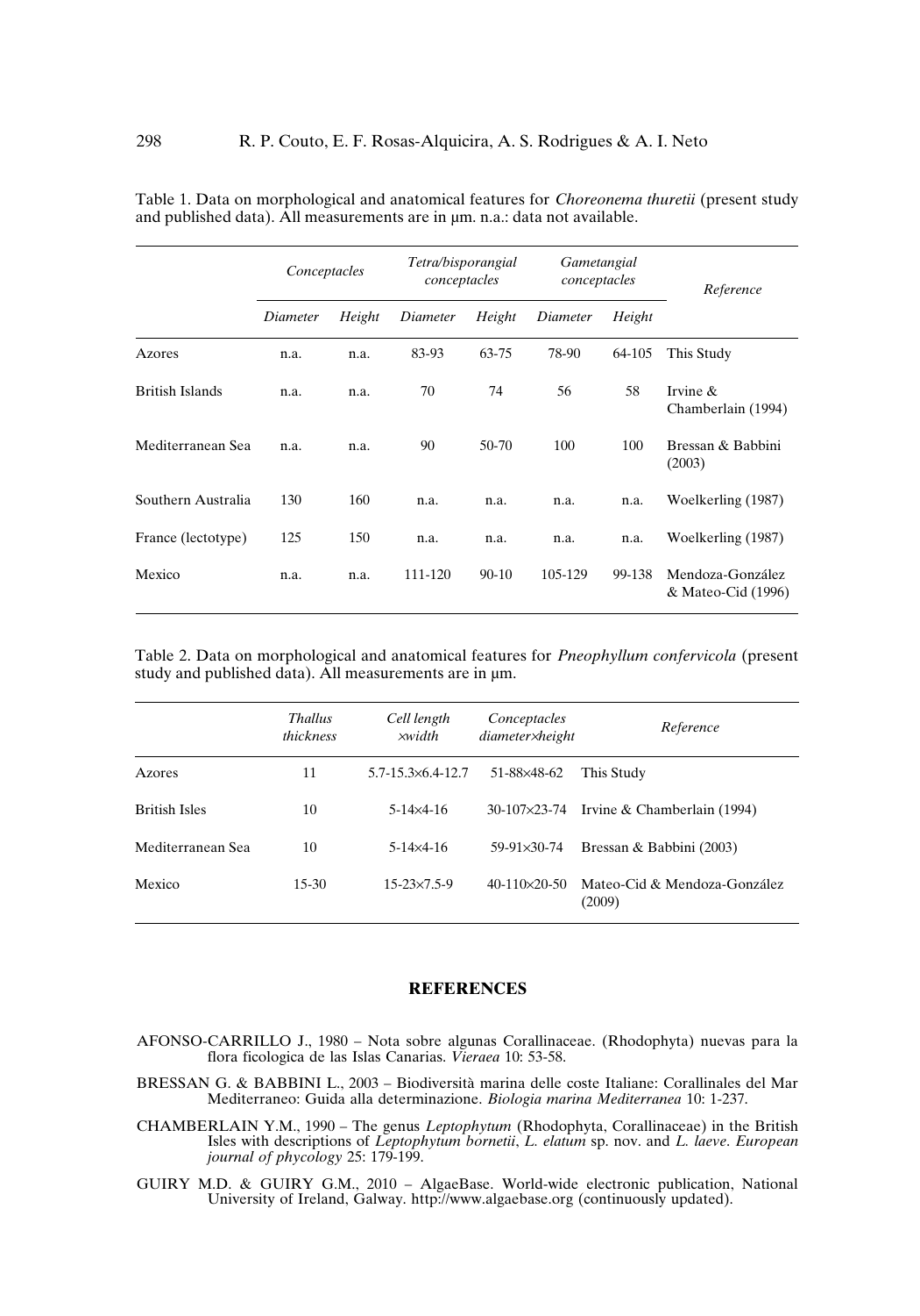Table 1. Data on morphological and anatomical features for *Choreonema thuretii* (present study and published data). All measurements are in µm. n.a.: data not available.

| | *Conceptacles* | | *Tetra/bisporangial conceptacles* | | *Gametangial conceptacles* | | *Reference* |
|---|---|---|---|---|---|---|---|
| | *Diameter* | *Height* | *Diameter* | *Height* | *Diameter* | *Height* | |
| Azores | n.a. | n.a. | 83-93 | 63-75 | 78-90 | 64-105 | This Study |
| British Islands | n.a. | n.a. | 70 | 74 | 56 | 58 | Irvine & Chamberlain (1994) |
| Mediterranean Sea | n.a. | n.a. | 90 | 50-70 | 100 | 100 | Bressan & Babbini (2003) |
| Southern Australia | 130 | 160 | n.a. | n.a. | n.a. | n.a. | Woelkerling (1987) |
| France (lectotype) | 125 | 150 | n.a. | n.a. | n.a. | n.a. | Woelkerling (1987) |
| Mexico | n.a. | n.a. | 111-120 | 90-10 | 105-129 | 99-138 | Mendoza-González & Mateo-Cid (1996) |

Table 2. Data on morphological and anatomical features for *Pneophyllum confervicola* (present study and published data). All measurements are in µm.

| | *Thallus thickness* | *Cell length ×width* | *Conceptacles diameter×height* | *Reference* |
|---|---|---|---|---|
| Azores | 11 | 5.7-15.3×6.4-12.7 | 51-88×48-62 | This Study |
| British Isles | 10 | 5-14×4-16 | 30-107×23-74 | Irvine & Chamberlain (1994) |
| Mediterranean Sea | 10 | 5-14×4-16 | 59-91×30-74 | Bressan & Babbini (2003) |
| Mexico | 15-30 | 15-23×7.5-9 | 40-110×20-50 | Mateo-Cid & Mendoza-González (2009) |

## REFERENCES

AFONSO-CARRILLO J., 1980 – Nota sobre algunas Corallinaceae. (Rhodophyta) nuevas para la flora ficologica de las Islas Canarias. *Vieraea* 10: 53-58.

BRESSAN G. & BABBINI L., 2003 – Biodiversità marina delle coste Italiane: Corallinales del Mar Mediterraneo: Guida alla determinazione. *Biologia marina Mediterranea* 10: 1-237.

CHAMBERLAIN Y.M., 1990 – The genus *Leptophytum* (Rhodophyta, Corallinaceae) in the British Isles with descriptions of *Leptophytum bornetii*, *L. elatum* sp. nov. and *L. laeve*. *European journal of phycology* 25: 179-199.

GUIRY M.D. & GUIRY G.M., 2010 – AlgaeBase. World-wide electronic publication, National University of Ireland, Galway. http://www.algaebase.org (continuously updated).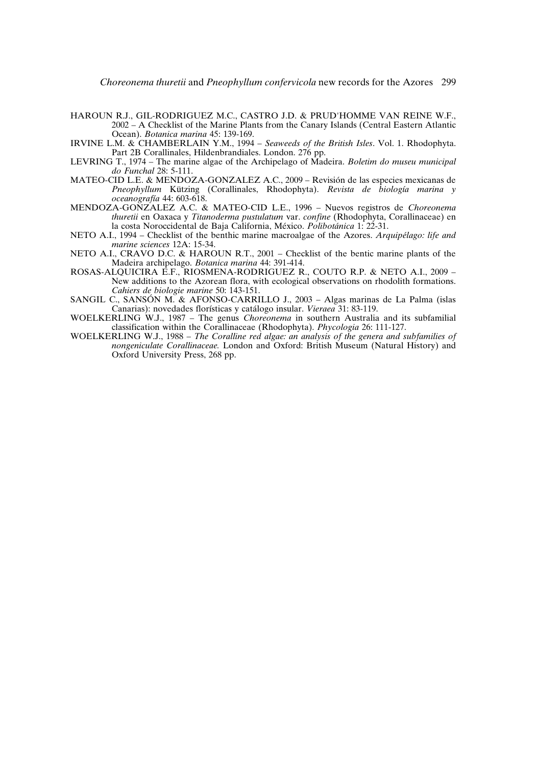HAROUN R.J., GIL-RODRIGUEZ M.C., CASTRO J.D. & PRUD'HOMME VAN REINE W.F., 2002 – A Checklist of the Marine Plants from the Canary Islands (Central Eastern Atlantic Ocean). *Botanica marina* 45: 139-169.

IRVINE L.M. & CHAMBERLAIN Y.M., 1994 – *Seaweeds of the British Isles*. Vol. 1. Rhodophyta. Part 2B Corallinales, Hildenbrandiales. London. 276 pp.

LEVRING T., 1974 – The marine algae of the Archipelago of Madeira. *Boletim do museu municipal do Funchal* 28: 5-111.

MATEO-CID L.E. & MENDOZA-GONZALEZ A.C., 2009 – Revisión de las especies mexicanas de *Pneophyllum* Kützing (Corallinales, Rhodophyta). *Revista de biología marina y oceanografía* 44: 603-618.

MENDOZA-GONZALEZ A.C. & MATEO-CID L.E., 1996 – Nuevos registros de *Choreonema thuretii* en Oaxaca y *Titanoderma pustulatum* var. *confine* (Rhodophyta, Corallinaceae) en la costa Noroccidental de Baja California, México. *Polibotánica* 1: 22-31.

NETO A.I., 1994 – Checklist of the benthic marine macroalgae of the Azores. *Arquipélago: life and marine sciences* 12A: 15-34.

NETO A.I., CRAVO D.C. & HAROUN R.T., 2001 – Checklist of the bentic marine plants of the Madeira archipelago. *Botanica marina* 44: 391-414.

ROSAS-ALQUICIRA E.F., RIOSMENA-RODRIGUEZ R., COUTO R.P. & NETO A.I., 2009 – New additions to the Azorean flora, with ecological observations on rhodolith formations. *Cahiers de biologie marine* 50: 143-151.

SANGIL C., SANSÓN M. & AFONSO-CARRILLO J., 2003 – Algas marinas de La Palma (islas Canarias): novedades florísticas y catálogo insular. *Vieraea* 31: 83-119.

WOELKERLING W.J., 1987 – The genus *Choreonema* in southern Australia and its subfamilial classification within the Corallinaceae (Rhodophyta). *Phycologia* 26: 111-127.

WOELKERLING W.J., 1988 – *The Coralline red algae: an analysis of the genera and subfamilies of nongeniculate Corallinaceae.* London and Oxford: British Museum (Natural History) and Oxford University Press, 268 pp.